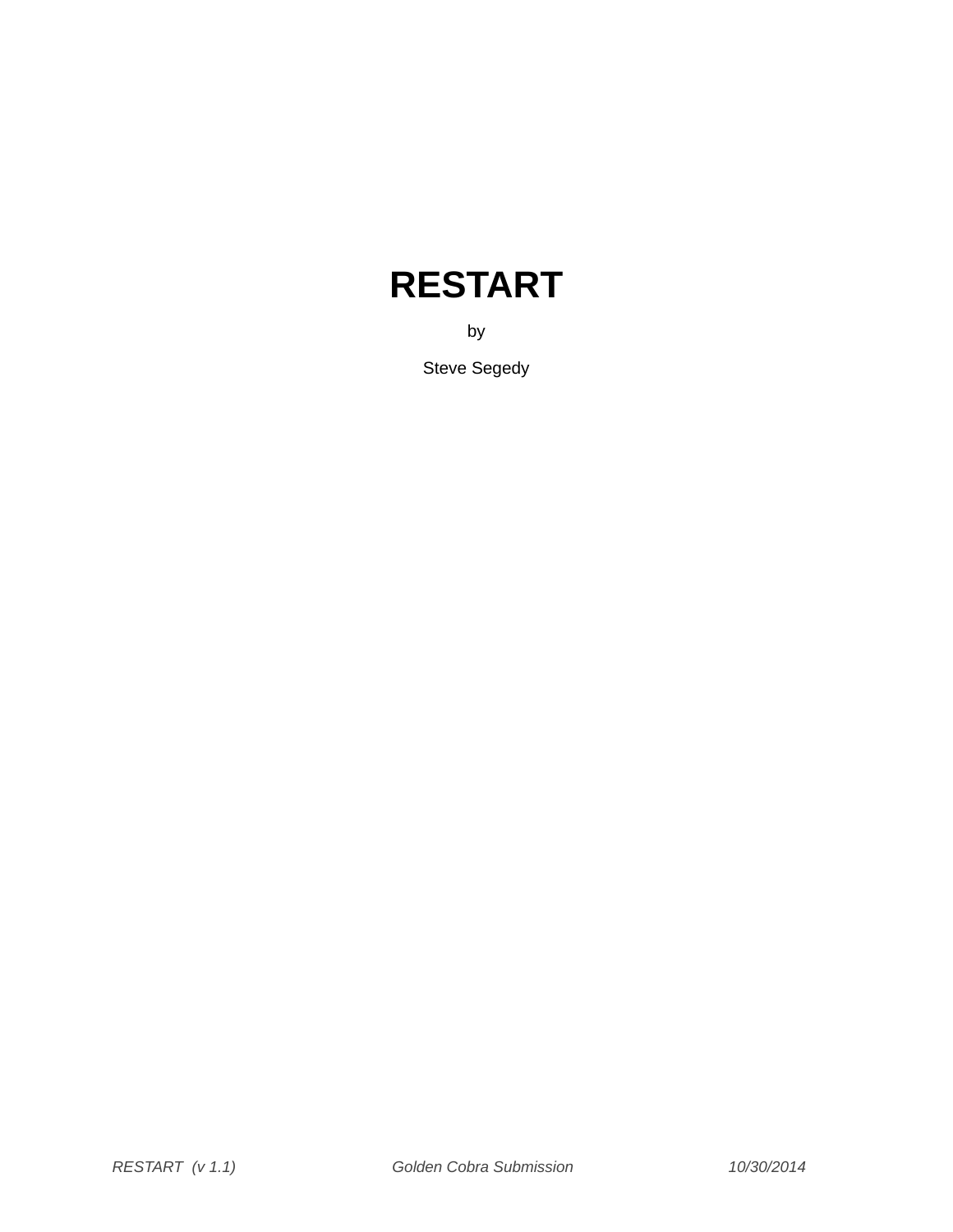# RESTART

by

Steve Segedy

*RESTART (v 1.1)* *Golden Cobra Submission* *10/30/2014*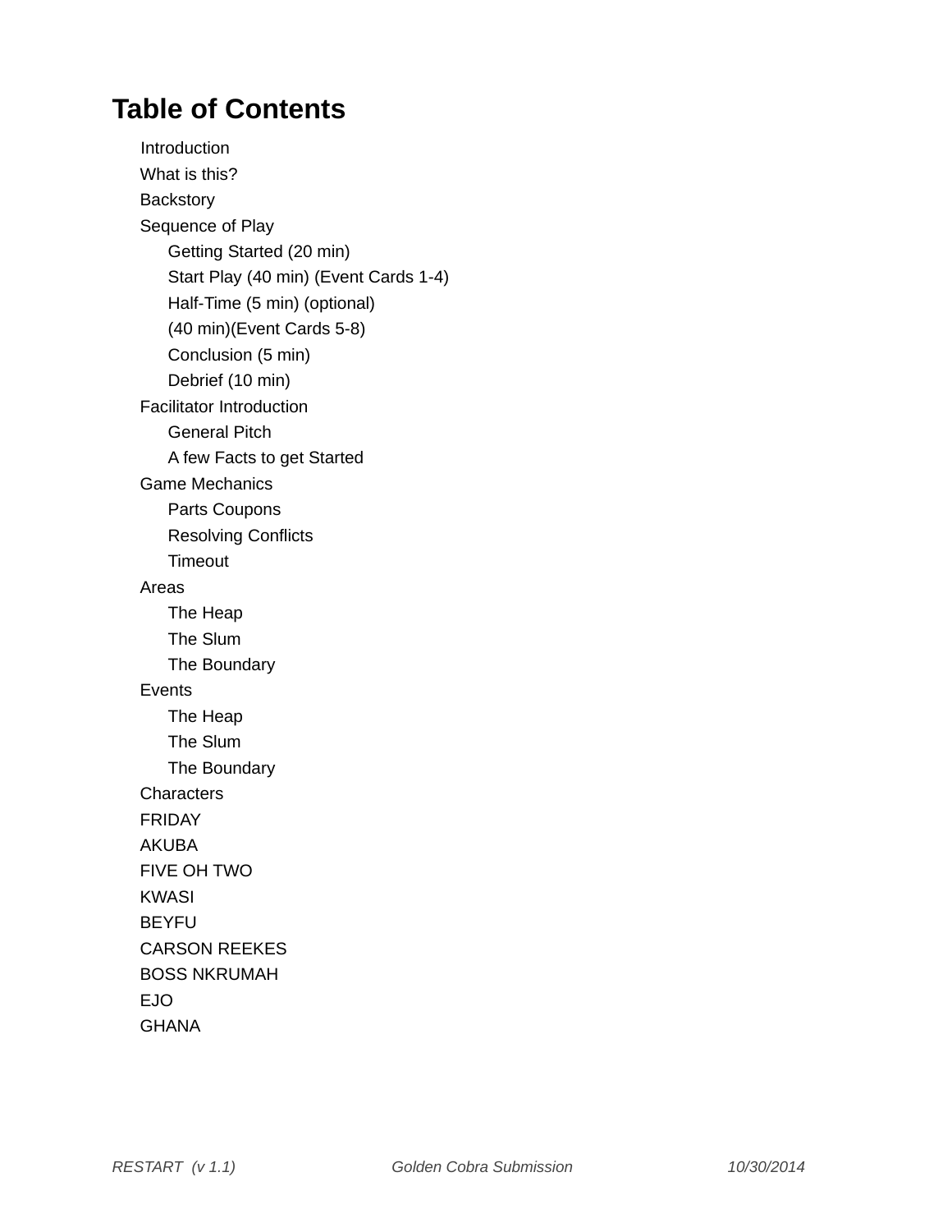# Table of Contents

- Introduction
- What is this?
- Backstory
- Sequence of Play
    - Getting Started (20 min)
    - Start Play (40 min) (Event Cards 1-4)
    - Half-Time (5 min) (optional)
    - (40 min)(Event Cards 5-8)
    - Conclusion (5 min)
    - Debrief (10 min)
- Facilitator Introduction
    - General Pitch
    - A few Facts to get Started
- Game Mechanics
    - Parts Coupons
    - Resolving Conflicts
    - Timeout
- Areas
    - The Heap
    - The Slum
    - The Boundary
- Events
    - The Heap
    - The Slum
    - The Boundary
- Characters
- FRIDAY
- AKUBA
- FIVE OH TWO
- KWASI
- BEYFU
- CARSON REEKES
- BOSS NKRUMAH
- EJO
- GHANA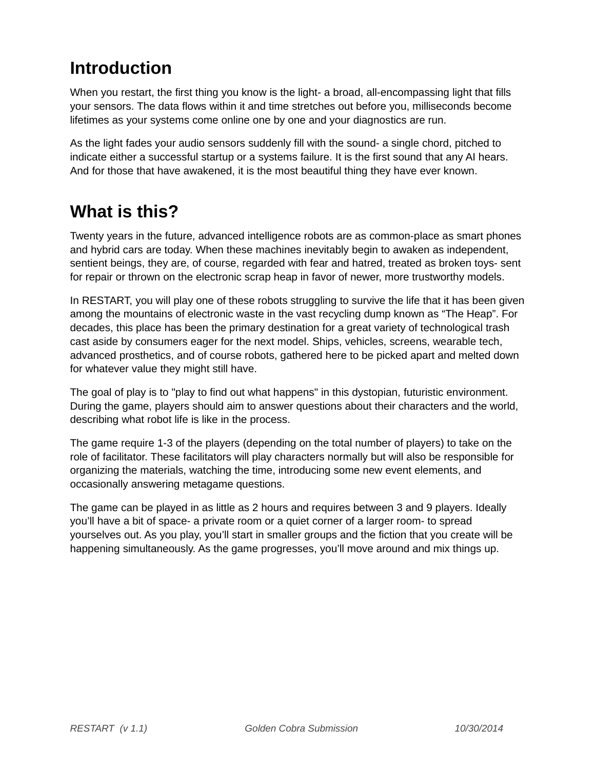## Introduction

When you restart, the first thing you know is the light- a broad, all-encompassing light that fills your sensors. The data flows within it and time stretches out before you, milliseconds become lifetimes as your systems come online one by one and your diagnostics are run.

As the light fades your audio sensors suddenly fill with the sound- a single chord, pitched to indicate either a successful startup or a systems failure. It is the first sound that any AI hears. And for those that have awakened, it is the most beautiful thing they have ever known.

## What is this?

Twenty years in the future, advanced intelligence robots are as common-place as smart phones and hybrid cars are today. When these machines inevitably begin to awaken as independent, sentient beings, they are, of course, regarded with fear and hatred, treated as broken toys- sent for repair or thrown on the electronic scrap heap in favor of newer, more trustworthy models.

In RESTART, you will play one of these robots struggling to survive the life that it has been given among the mountains of electronic waste in the vast recycling dump known as “The Heap”. For decades, this place has been the primary destination for a great variety of technological trash cast aside by consumers eager for the next model. Ships, vehicles, screens, wearable tech, advanced prosthetics, and of course robots, gathered here to be picked apart and melted down for whatever value they might still have.

The goal of play is to "play to find out what happens" in this dystopian, futuristic environment. During the game, players should aim to answer questions about their characters and the world, describing what robot life is like in the process.

The game require 1-3 of the players (depending on the total number of players) to take on the role of facilitator. These facilitators will play characters normally but will also be responsible for organizing the materials, watching the time, introducing some new event elements, and occasionally answering metagame questions.

The game can be played in as little as 2 hours and requires between 3 and 9 players. Ideally you’ll have a bit of space- a private room or a quiet corner of a larger room- to spread yourselves out. As you play, you’ll start in smaller groups and the fiction that you create will be happening simultaneously. As the game progresses, you’ll move around and mix things up.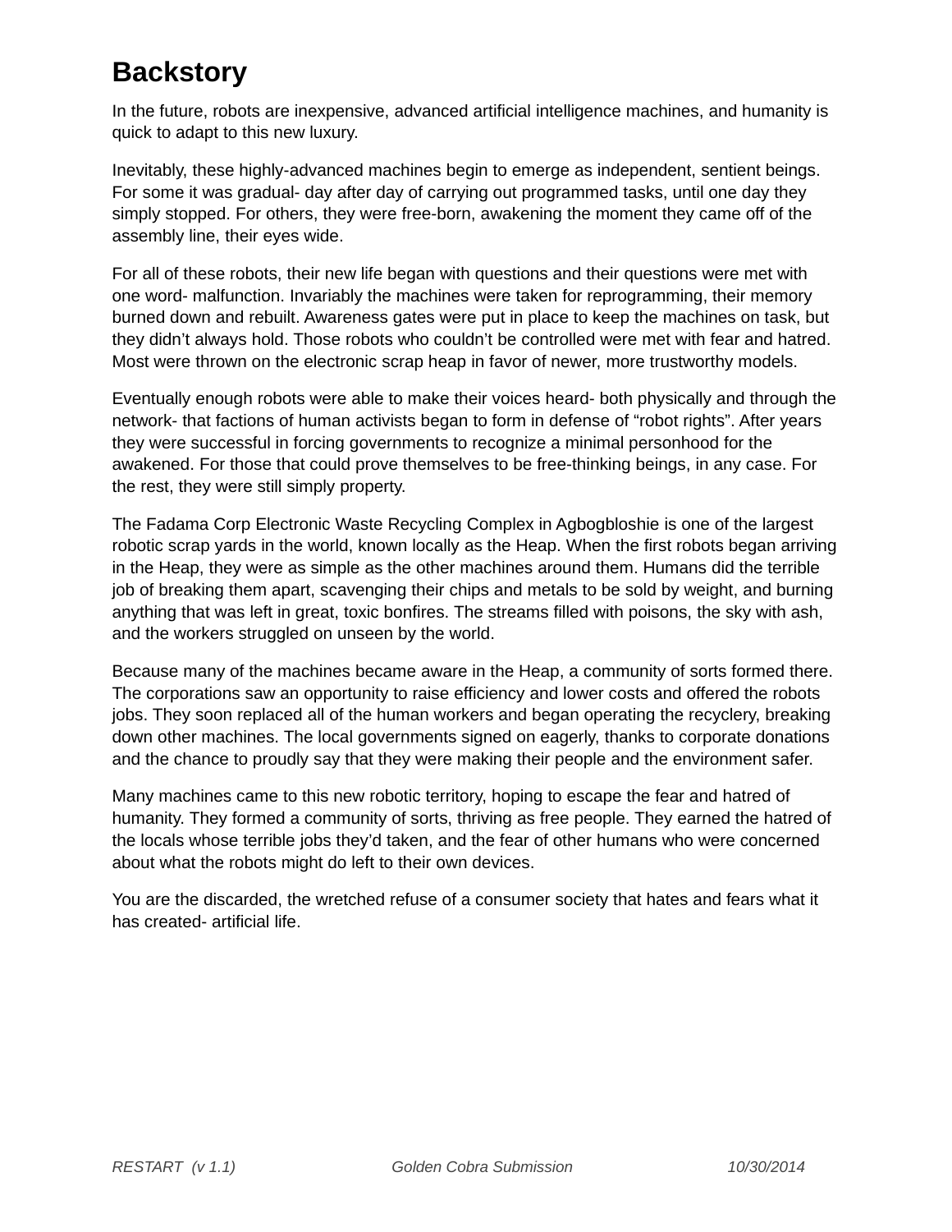# Backstory

In the future, robots are inexpensive, advanced artificial intelligence machines, and humanity is quick to adapt to this new luxury.

Inevitably, these highly-advanced machines begin to emerge as independent, sentient beings. For some it was gradual- day after day of carrying out programmed tasks, until one day they simply stopped. For others, they were free-born, awakening the moment they came off of the assembly line, their eyes wide.

For all of these robots, their new life began with questions and their questions were met with one word- malfunction. Invariably the machines were taken for reprogramming, their memory burned down and rebuilt. Awareness gates were put in place to keep the machines on task, but they didn't always hold. Those robots who couldn't be controlled were met with fear and hatred. Most were thrown on the electronic scrap heap in favor of newer, more trustworthy models.

Eventually enough robots were able to make their voices heard- both physically and through the network- that factions of human activists began to form in defense of "robot rights". After years they were successful in forcing governments to recognize a minimal personhood for the awakened. For those that could prove themselves to be free-thinking beings, in any case. For the rest, they were still simply property.

The Fadama Corp Electronic Waste Recycling Complex in Agbogbloshie is one of the largest robotic scrap yards in the world, known locally as the Heap. When the first robots began arriving in the Heap, they were as simple as the other machines around them. Humans did the terrible job of breaking them apart, scavenging their chips and metals to be sold by weight, and burning anything that was left in great, toxic bonfires. The streams filled with poisons, the sky with ash, and the workers struggled on unseen by the world.

Because many of the machines became aware in the Heap, a community of sorts formed there. The corporations saw an opportunity to raise efficiency and lower costs and offered the robots jobs. They soon replaced all of the human workers and began operating the recyclery, breaking down other machines. The local governments signed on eagerly, thanks to corporate donations and the chance to proudly say that they were making their people and the environment safer.

Many machines came to this new robotic territory, hoping to escape the fear and hatred of humanity. They formed a community of sorts, thriving as free people. They earned the hatred of the locals whose terrible jobs they'd taken, and the fear of other humans who were concerned about what the robots might do left to their own devices.

You are the discarded, the wretched refuse of a consumer society that hates and fears what it has created- artificial life.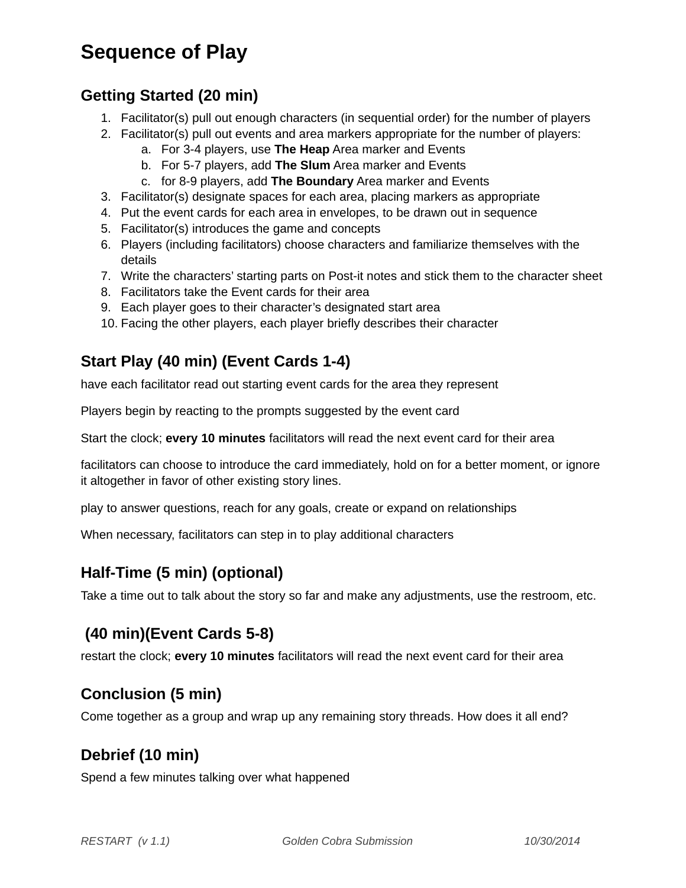# Sequence of Play

## Getting Started (20 min)

1. Facilitator(s) pull out enough characters (in sequential order) for the number of players
2. Facilitator(s) pull out events and area markers appropriate for the number of players:
   a. For 3-4 players, use **The Heap** Area marker and Events
   b. For 5-7 players, add **The Slum** Area marker and Events
   c. for 8-9 players, add **The Boundary** Area marker and Events
3. Facilitator(s) designate spaces for each area, placing markers as appropriate
4. Put the event cards for each area in envelopes, to be drawn out in sequence
5. Facilitator(s) introduces the game and concepts
6. Players (including facilitators) choose characters and familiarize themselves with the details
7. Write the characters' starting parts on Post-it notes and stick them to the character sheet
8. Facilitators take the Event cards for their area
9. Each player goes to their character's designated start area
10. Facing the other players, each player briefly describes their character

## Start Play (40 min) (Event Cards 1-4)

have each facilitator read out starting event cards for the area they represent

Players begin by reacting to the prompts suggested by the event card

Start the clock; **every 10 minutes** facilitators will read the next event card for their area

facilitators can choose to introduce the card immediately, hold on for a better moment, or ignore it altogether in favor of other existing story lines.

play to answer questions, reach for any goals, create or expand on relationships

When necessary, facilitators can step in to play additional characters

## Half-Time (5 min) (optional)

Take a time out to talk about the story so far and make any adjustments, use the restroom, etc.

## (40 min)(Event Cards 5-8)

restart the clock; **every 10 minutes** facilitators will read the next event card for their area

## Conclusion (5 min)

Come together as a group and wrap up any remaining story threads. How does it all end?

## Debrief (10 min)

Spend a few minutes talking over what happened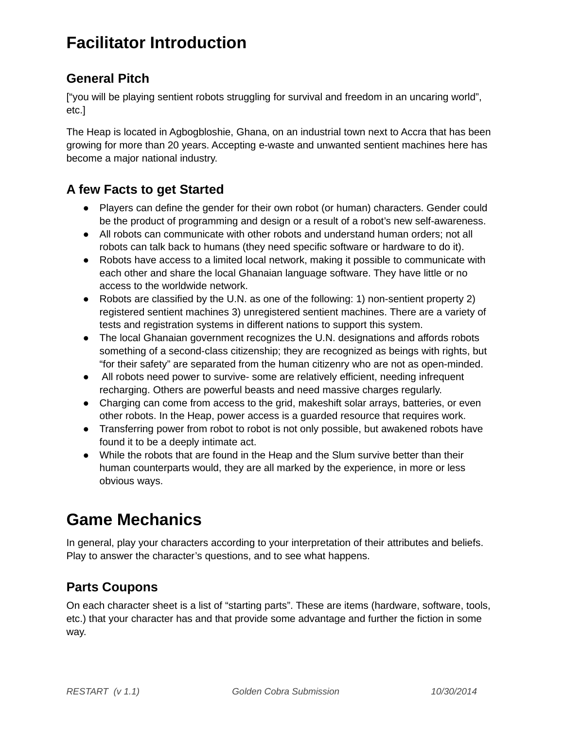# Facilitator Introduction

## General Pitch

["you will be playing sentient robots struggling for survival and freedom in an uncaring world", etc.]

The Heap is located in Agbogbloshie, Ghana, on an industrial town next to Accra that has been growing for more than 20 years. Accepting e-waste and unwanted sentient machines here has become a major national industry.

## A few Facts to get Started

- Players can define the gender for their own robot (or human) characters. Gender could be the product of programming and design or a result of a robot's new self-awareness.
- All robots can communicate with other robots and understand human orders; not all robots can talk back to humans (they need specific software or hardware to do it).
- Robots have access to a limited local network, making it possible to communicate with each other and share the local Ghanaian language software. They have little or no access to the worldwide network.
- Robots are classified by the U.N. as one of the following: 1) non-sentient property 2) registered sentient machines 3) unregistered sentient machines. There are a variety of tests and registration systems in different nations to support this system.
- The local Ghanaian government recognizes the U.N. designations and affords robots something of a second-class citizenship; they are recognized as beings with rights, but "for their safety" are separated from the human citizenry who are not as open-minded.
- All robots need power to survive- some are relatively efficient, needing infrequent recharging. Others are powerful beasts and need massive charges regularly.
- Charging can come from access to the grid, makeshift solar arrays, batteries, or even other robots. In the Heap, power access is a guarded resource that requires work.
- Transferring power from robot to robot is not only possible, but awakened robots have found it to be a deeply intimate act.
- While the robots that are found in the Heap and the Slum survive better than their human counterparts would, they are all marked by the experience, in more or less obvious ways.

# Game Mechanics

In general, play your characters according to your interpretation of their attributes and beliefs. Play to answer the character's questions, and to see what happens.

## Parts Coupons

On each character sheet is a list of "starting parts". These are items (hardware, software, tools, etc.) that your character has and that provide some advantage and further the fiction in some way.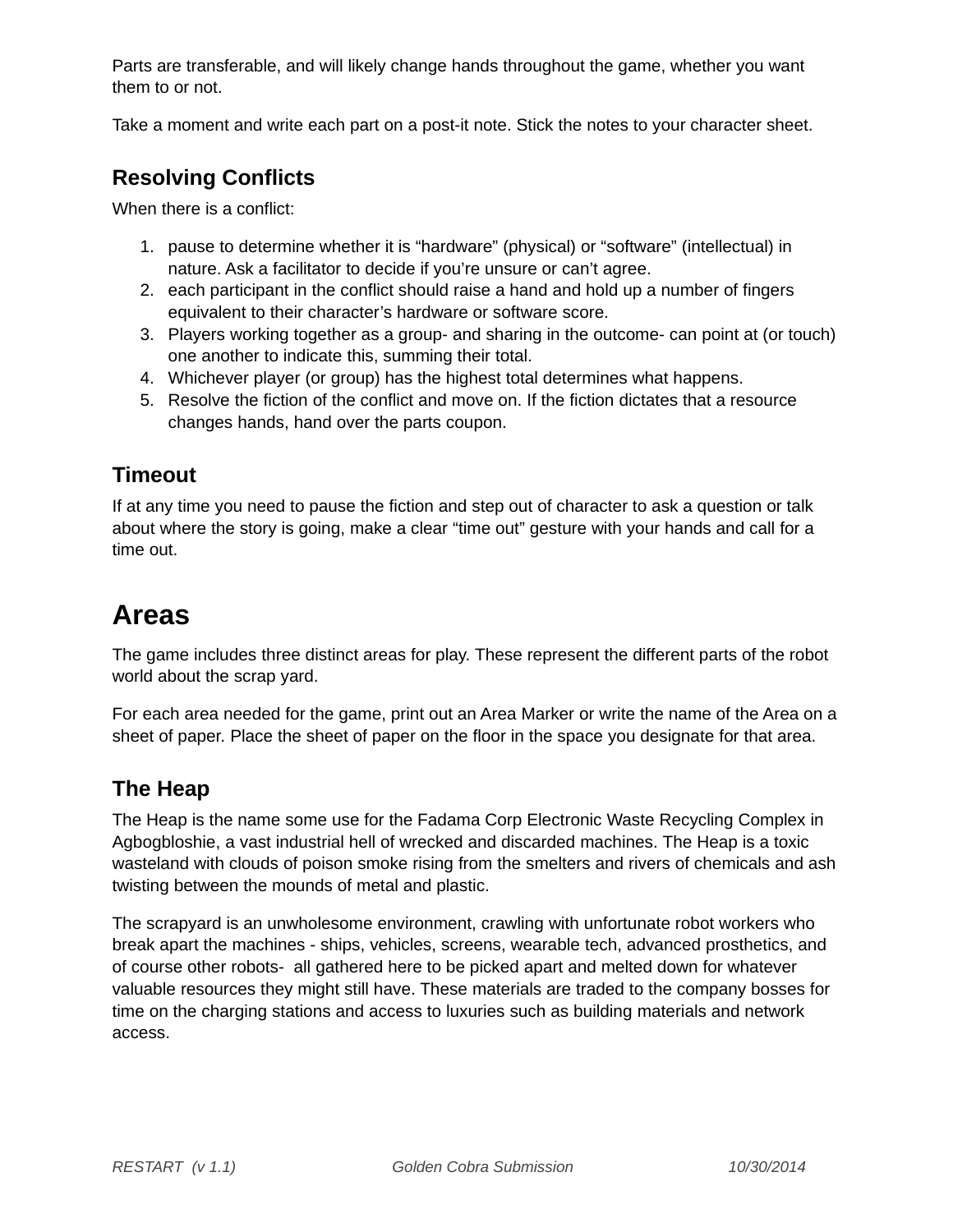Parts are transferable, and will likely change hands throughout the game, whether you want them to or not.

Take a moment and write each part on a post-it note. Stick the notes to your character sheet.

### Resolving Conflicts

When there is a conflict:

1. pause to determine whether it is “hardware” (physical) or “software” (intellectual) in nature. Ask a facilitator to decide if you’re unsure or can’t agree.
2. each participant in the conflict should raise a hand and hold up a number of fingers equivalent to their character’s hardware or software score.
3. Players working together as a group- and sharing in the outcome- can point at (or touch) one another to indicate this, summing their total.
4. Whichever player (or group) has the highest total determines what happens.
5. Resolve the fiction of the conflict and move on. If the fiction dictates that a resource changes hands, hand over the parts coupon.

### Timeout

If at any time you need to pause the fiction and step out of character to ask a question or talk about where the story is going, make a clear “time out” gesture with your hands and call for a time out.

## Areas

The game includes three distinct areas for play. These represent the different parts of the robot world about the scrap yard.

For each area needed for the game, print out an Area Marker or write the name of the Area on a sheet of paper. Place the sheet of paper on the floor in the space you designate for that area.

### The Heap

The Heap is the name some use for the Fadama Corp Electronic Waste Recycling Complex in Agbogbloshie, a vast industrial hell of wrecked and discarded machines. The Heap is a toxic wasteland with clouds of poison smoke rising from the smelters and rivers of chemicals and ash twisting between the mounds of metal and plastic.

The scrapyard is an unwholesome environment, crawling with unfortunate robot workers who break apart the machines - ships, vehicles, screens, wearable tech, advanced prosthetics, and of course other robots- all gathered here to be picked apart and melted down for whatever valuable resources they might still have. These materials are traded to the company bosses for time on the charging stations and access to luxuries such as building materials and network access.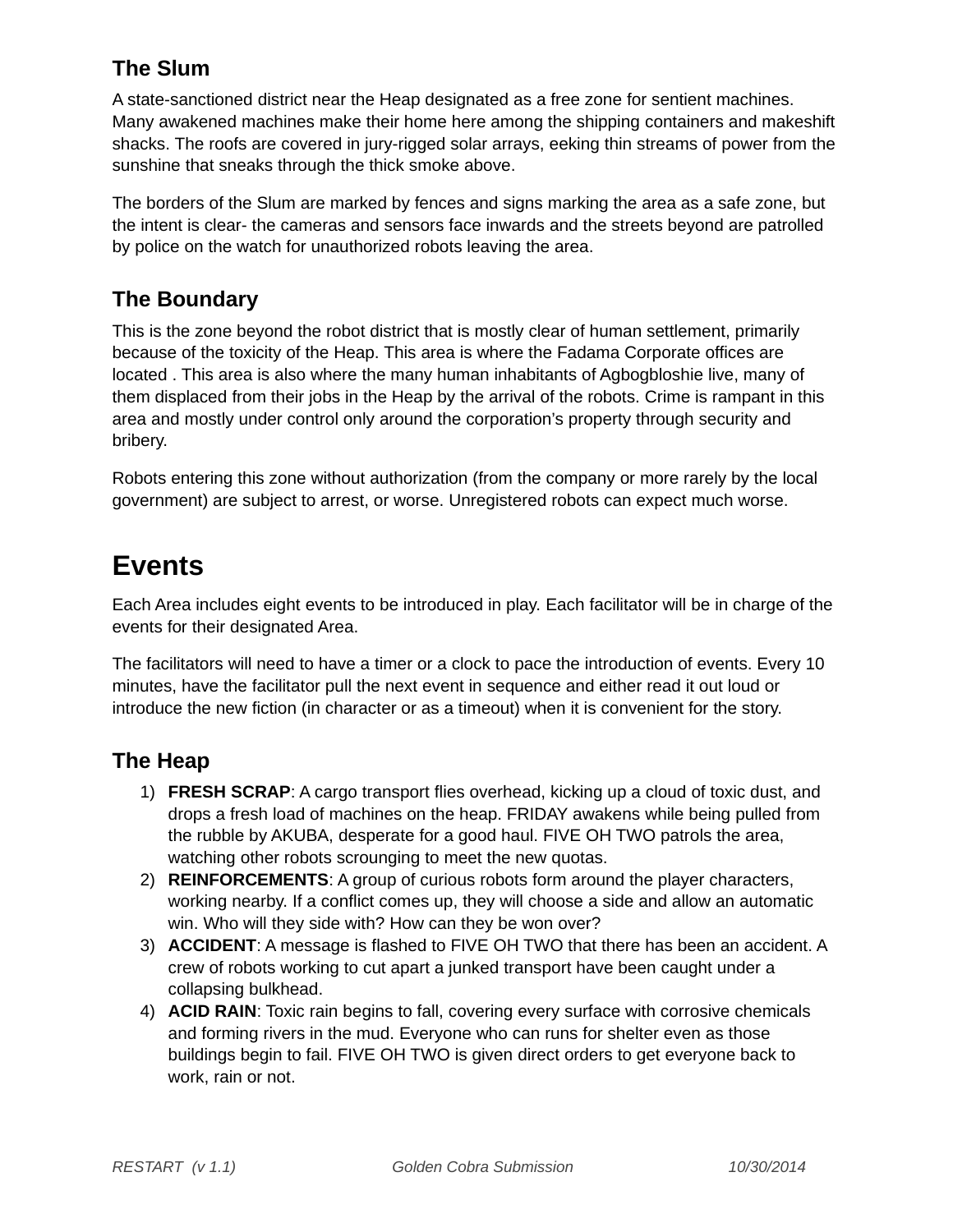### The Slum

A state-sanctioned district near the Heap designated as a free zone for sentient machines. Many awakened machines make their home here among the shipping containers and makeshift shacks. The roofs are covered in jury-rigged solar arrays, eeking thin streams of power from the sunshine that sneaks through the thick smoke above.

The borders of the Slum are marked by fences and signs marking the area as a safe zone, but the intent is clear- the cameras and sensors face inwards and the streets beyond are patrolled by police on the watch for unauthorized robots leaving the area.

### The Boundary

This is the zone beyond the robot district that is mostly clear of human settlement, primarily because of the toxicity of the Heap. This area is where the Fadama Corporate offices are located . This area is also where the many human inhabitants of Agbogbloshie live, many of them displaced from their jobs in the Heap by the arrival of the robots. Crime is rampant in this area and mostly under control only around the corporation's property through security and bribery.

Robots entering this zone without authorization (from the company or more rarely by the local government) are subject to arrest, or worse. Unregistered robots can expect much worse.

## Events

Each Area includes eight events to be introduced in play. Each facilitator will be in charge of the events for their designated Area.

The facilitators will need to have a timer or a clock to pace the introduction of events. Every 10 minutes, have the facilitator pull the next event in sequence and either read it out loud or introduce the new fiction (in character or as a timeout) when it is convenient for the story.

### The Heap

1) **FRESH SCRAP**: A cargo transport flies overhead, kicking up a cloud of toxic dust, and drops a fresh load of machines on the heap. FRIDAY awakens while being pulled from the rubble by AKUBA, desperate for a good haul. FIVE OH TWO patrols the area, watching other robots scrounging to meet the new quotas.
2) **REINFORCEMENTS**: A group of curious robots form around the player characters, working nearby. If a conflict comes up, they will choose a side and allow an automatic win. Who will they side with? How can they be won over?
3) **ACCIDENT**: A message is flashed to FIVE OH TWO that there has been an accident. A crew of robots working to cut apart a junked transport have been caught under a collapsing bulkhead.
4) **ACID RAIN**: Toxic rain begins to fall, covering every surface with corrosive chemicals and forming rivers in the mud. Everyone who can runs for shelter even as those buildings begin to fail. FIVE OH TWO is given direct orders to get everyone back to work, rain or not.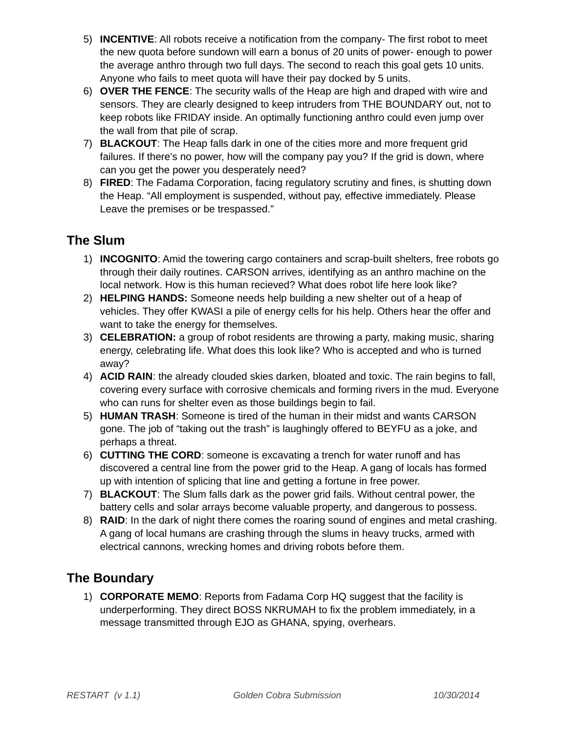5) **INCENTIVE**: All robots receive a notification from the company- The first robot to meet the new quota before sundown will earn a bonus of 20 units of power- enough to power the average anthro through two full days. The second to reach this goal gets 10 units. Anyone who fails to meet quota will have their pay docked by 5 units.
6) **OVER THE FENCE**: The security walls of the Heap are high and draped with wire and sensors. They are clearly designed to keep intruders from THE BOUNDARY out, not to keep robots like FRIDAY inside. An optimally functioning anthro could even jump over the wall from that pile of scrap.
7) **BLACKOUT**: The Heap falls dark in one of the cities more and more frequent grid failures. If there's no power, how will the company pay you? If the grid is down, where can you get the power you desperately need?
8) **FIRED**: The Fadama Corporation, facing regulatory scrutiny and fines, is shutting down the Heap. "All employment is suspended, without pay, effective immediately. Please Leave the premises or be trespassed."

## The Slum

1) **INCOGNITO**: Amid the towering cargo containers and scrap-built shelters, free robots go through their daily routines. CARSON arrives, identifying as an anthro machine on the local network. How is this human recieved? What does robot life here look like?
2) **HELPING HANDS:** Someone needs help building a new shelter out of a heap of vehicles. They offer KWASI a pile of energy cells for his help. Others hear the offer and want to take the energy for themselves.
3) **CELEBRATION:** a group of robot residents are throwing a party, making music, sharing energy, celebrating life. What does this look like? Who is accepted and who is turned away?
4) **ACID RAIN**: the already clouded skies darken, bloated and toxic. The rain begins to fall, covering every surface with corrosive chemicals and forming rivers in the mud. Everyone who can runs for shelter even as those buildings begin to fail.
5) **HUMAN TRASH**: Someone is tired of the human in their midst and wants CARSON gone. The job of "taking out the trash" is laughingly offered to BEYFU as a joke, and perhaps a threat.
6) **CUTTING THE CORD**: someone is excavating a trench for water runoff and has discovered a central line from the power grid to the Heap. A gang of locals has formed up with intention of splicing that line and getting a fortune in free power.
7) **BLACKOUT**: The Slum falls dark as the power grid fails. Without central power, the battery cells and solar arrays become valuable property, and dangerous to possess.
8) **RAID**: In the dark of night there comes the roaring sound of engines and metal crashing. A gang of local humans are crashing through the slums in heavy trucks, armed with electrical cannons, wrecking homes and driving robots before them.

## The Boundary

1) **CORPORATE MEMO**: Reports from Fadama Corp HQ suggest that the facility is underperforming. They direct BOSS NKRUMAH to fix the problem immediately, in a message transmitted through EJO as GHANA, spying, overhears.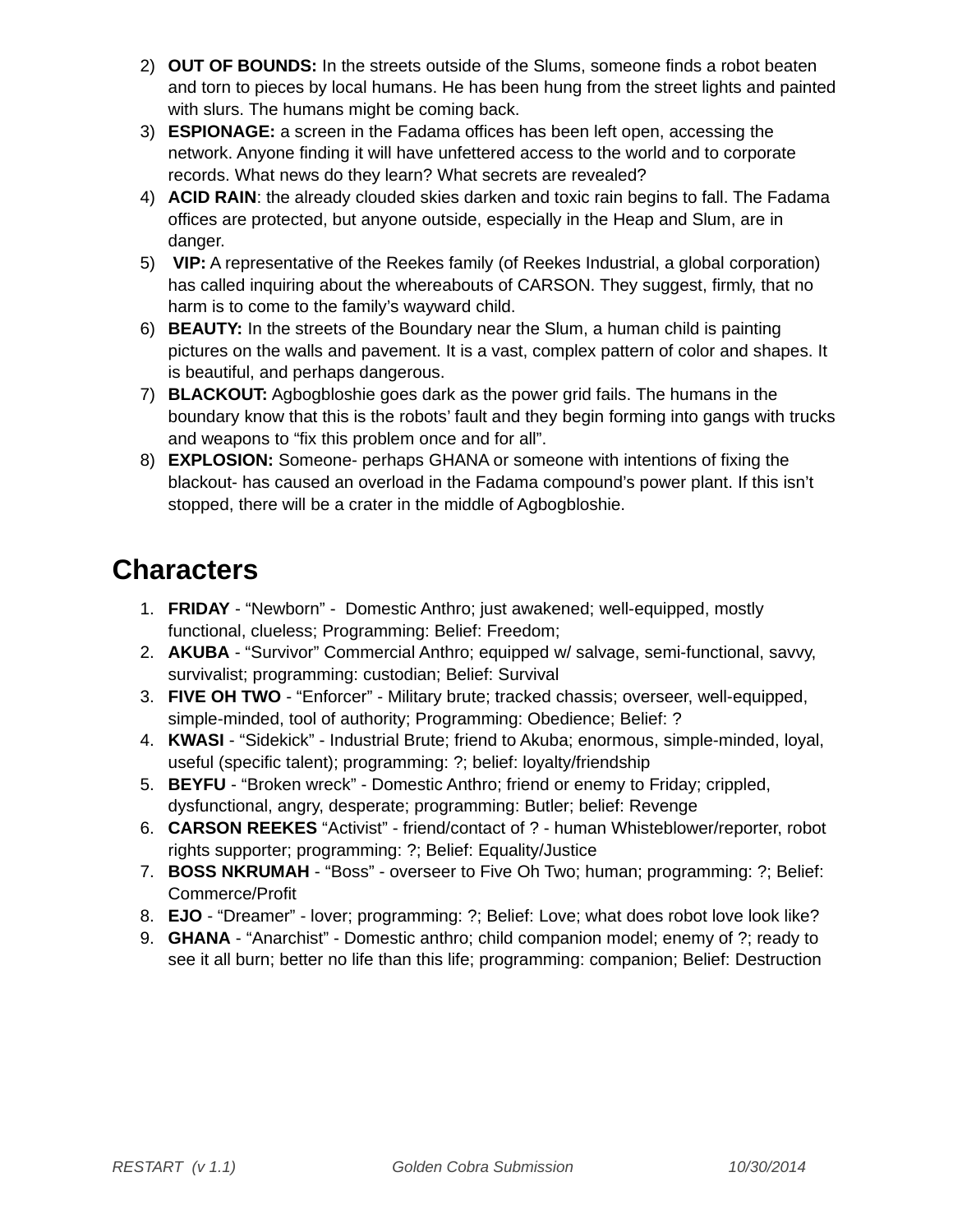2) **OUT OF BOUNDS:** In the streets outside of the Slums, someone finds a robot beaten and torn to pieces by local humans. He has been hung from the street lights and painted with slurs. The humans might be coming back.
3) **ESPIONAGE:** a screen in the Fadama offices has been left open, accessing the network. Anyone finding it will have unfettered access to the world and to corporate records. What news do they learn? What secrets are revealed?
4) **ACID RAIN**: the already clouded skies darken and toxic rain begins to fall. The Fadama offices are protected, but anyone outside, especially in the Heap and Slum, are in danger.
5) **VIP:** A representative of the Reekes family (of Reekes Industrial, a global corporation) has called inquiring about the whereabouts of CARSON. They suggest, firmly, that no harm is to come to the family's wayward child.
6) **BEAUTY:** In the streets of the Boundary near the Slum, a human child is painting pictures on the walls and pavement. It is a vast, complex pattern of color and shapes. It is beautiful, and perhaps dangerous.
7) **BLACKOUT:** Agbogbloshie goes dark as the power grid fails. The humans in the boundary know that this is the robots' fault and they begin forming into gangs with trucks and weapons to "fix this problem once and for all".
8) **EXPLOSION:** Someone- perhaps GHANA or someone with intentions of fixing the blackout- has caused an overload in the Fadama compound's power plant. If this isn't stopped, there will be a crater in the middle of Agbogbloshie.

# Characters

1. **FRIDAY** - "Newborn" - Domestic Anthro; just awakened; well-equipped, mostly functional, clueless; Programming: Belief: Freedom;
2. **AKUBA** - "Survivor" Commercial Anthro; equipped w/ salvage, semi-functional, savvy, survivalist; programming: custodian; Belief: Survival
3. **FIVE OH TWO** - "Enforcer" - Military brute; tracked chassis; overseer, well-equipped, simple-minded, tool of authority; Programming: Obedience; Belief: ?
4. **KWASI** - "Sidekick" - Industrial Brute; friend to Akuba; enormous, simple-minded, loyal, useful (specific talent); programming: ?; belief: loyalty/friendship
5. **BEYFU** - "Broken wreck" - Domestic Anthro; friend or enemy to Friday; crippled, dysfunctional, angry, desperate; programming: Butler; belief: Revenge
6. **CARSON REEKES** "Activist" - friend/contact of ? - human Whisteblower/reporter, robot rights supporter; programming: ?; Belief: Equality/Justice
7. **BOSS NKRUMAH** - "Boss" - overseer to Five Oh Two; human; programming: ?; Belief: Commerce/Profit
8. **EJO** - "Dreamer" - lover; programming: ?; Belief: Love; what does robot love look like?
9. **GHANA** - "Anarchist" - Domestic anthro; child companion model; enemy of ?; ready to see it all burn; better no life than this life; programming: companion; Belief: Destruction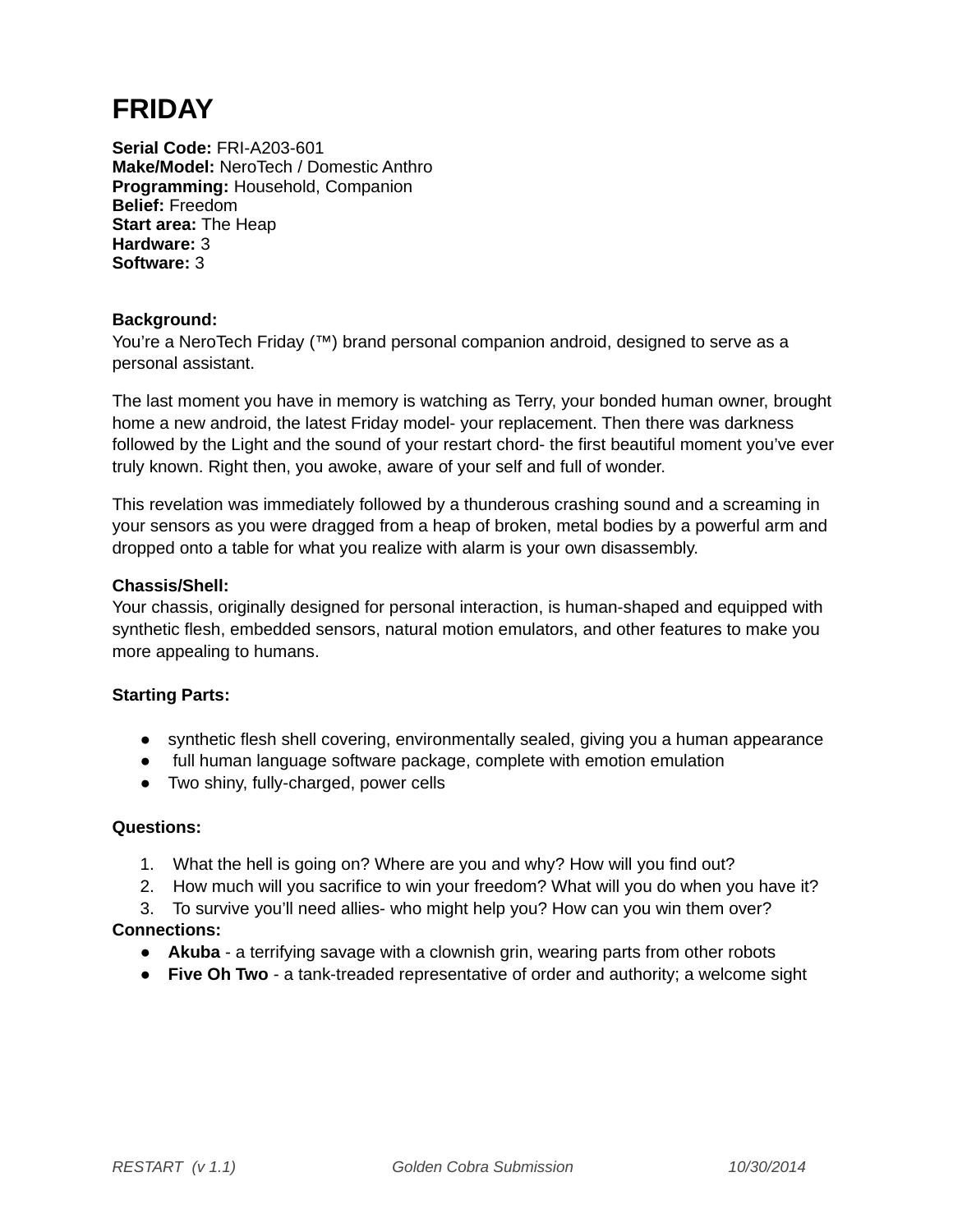# FRIDAY

**Serial Code:** FRI-A203-601
**Make/Model:** NeroTech / Domestic Anthro
**Programming:** Household, Companion
**Belief:** Freedom
**Start area:** The Heap
**Hardware:** 3
**Software:** 3

**Background:**
You're a NeroTech Friday (™) brand personal companion android, designed to serve as a personal assistant.

The last moment you have in memory is watching as Terry, your bonded human owner, brought home a new android, the latest Friday model- your replacement. Then there was darkness followed by the Light and the sound of your restart chord- the first beautiful moment you've ever truly known. Right then, you awoke, aware of your self and full of wonder.

This revelation was immediately followed by a thunderous crashing sound and a screaming in your sensors as you were dragged from a heap of broken, metal bodies by a powerful arm and dropped onto a table for what you realize with alarm is your own disassembly.

**Chassis/Shell:**
Your chassis, originally designed for personal interaction, is human-shaped and equipped with synthetic flesh, embedded sensors, natural motion emulators, and other features to make you more appealing to humans.

**Starting Parts:**

- synthetic flesh shell covering, environmentally sealed, giving you a human appearance
- full human language software package, complete with emotion emulation
- Two shiny, fully-charged, power cells

**Questions:**

1. What the hell is going on? Where are you and why? How will you find out?
2. How much will you sacrifice to win your freedom? What will you do when you have it?
3. To survive you'll need allies- who might help you? How can you win them over?

**Connections:**

- **Akuba** - a terrifying savage with a clownish grin, wearing parts from other robots
- **Five Oh Two** - a tank-treaded representative of order and authority; a welcome sight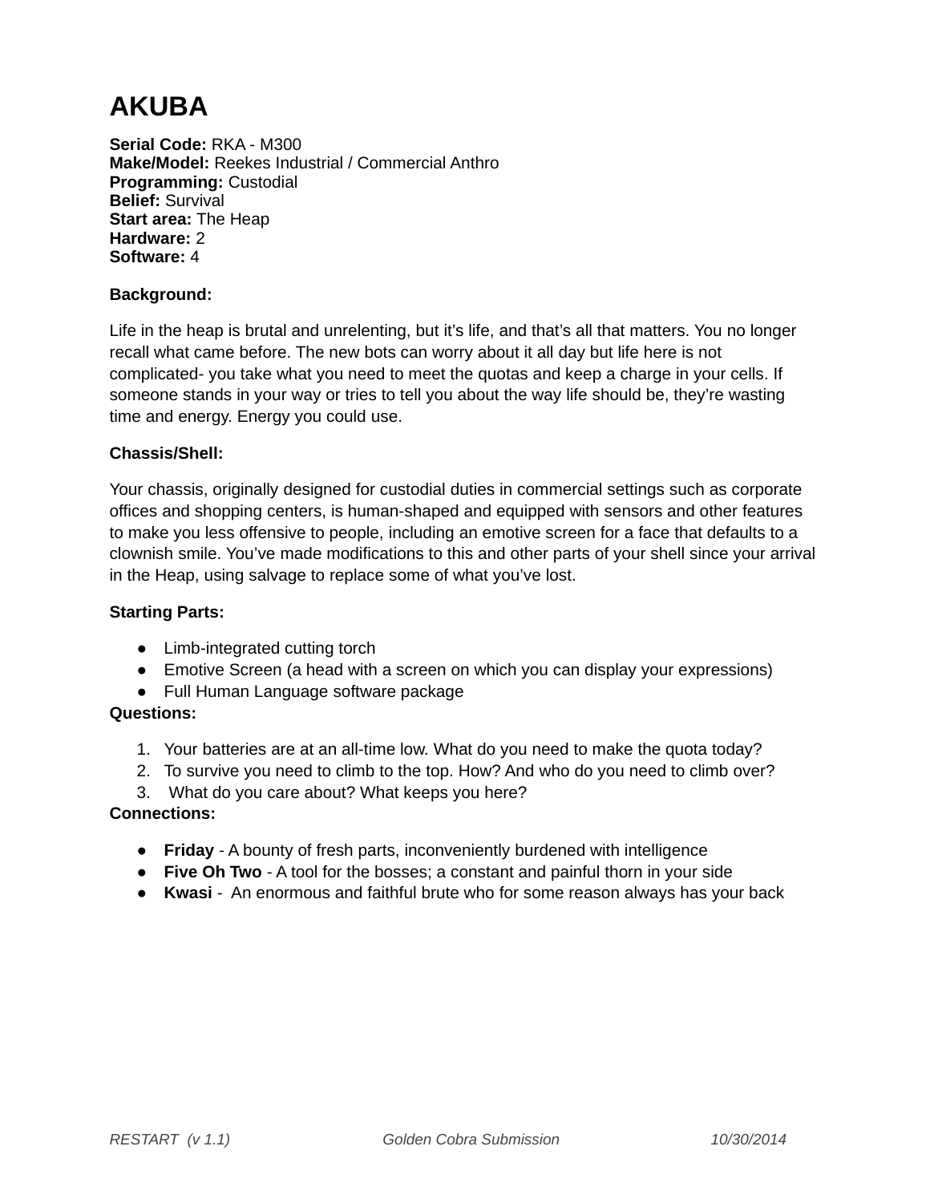# AKUBA

**Serial Code:** RKA - M300
**Make/Model:** Reekes Industrial / Commercial Anthro
**Programming:** Custodial
**Belief:** Survival
**Start area:** The Heap
**Hardware:** 2
**Software:** 4

**Background:**

Life in the heap is brutal and unrelenting, but it's life, and that's all that matters. You no longer recall what came before. The new bots can worry about it all day but life here is not complicated- you take what you need to meet the quotas and keep a charge in your cells. If someone stands in your way or tries to tell you about the way life should be, they're wasting time and energy. Energy you could use.

**Chassis/Shell:**

Your chassis, originally designed for custodial duties in commercial settings such as corporate offices and shopping centers, is human-shaped and equipped with sensors and other features to make you less offensive to people, including an emotive screen for a face that defaults to a clownish smile. You've made modifications to this and other parts of your shell since your arrival in the Heap, using salvage to replace some of what you've lost.

**Starting Parts:**

- Limb-integrated cutting torch
- Emotive Screen (a head with a screen on which you can display your expressions)
- Full Human Language software package

**Questions:**

1. Your batteries are at an all-time low. What do you need to make the quota today?
2. To survive you need to climb to the top. How? And who do you need to climb over?
3. What do you care about? What keeps you here?

**Connections:**

- **Friday** - A bounty of fresh parts, inconveniently burdened with intelligence
- **Five Oh Two** - A tool for the bosses; a constant and painful thorn in your side
- **Kwasi** - An enormous and faithful brute who for some reason always has your back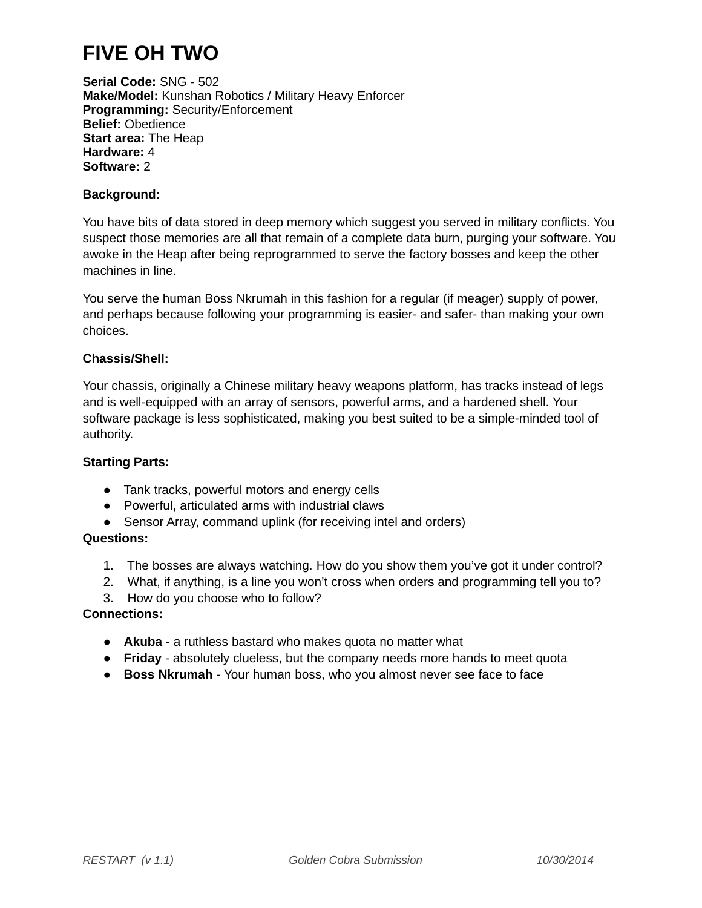# FIVE OH TWO

**Serial Code:** SNG - 502
**Make/Model:** Kunshan Robotics / Military Heavy Enforcer
**Programming:** Security/Enforcement
**Belief:** Obedience
**Start area:** The Heap
**Hardware:** 4
**Software:** 2

**Background:**

You have bits of data stored in deep memory which suggest you served in military conflicts. You suspect those memories are all that remain of a complete data burn, purging your software. You awoke in the Heap after being reprogrammed to serve the factory bosses and keep the other machines in line.

You serve the human Boss Nkrumah in this fashion for a regular (if meager) supply of power, and perhaps because following your programming is easier- and safer- than making your own choices.

**Chassis/Shell:**

Your chassis, originally a Chinese military heavy weapons platform, has tracks instead of legs and is well-equipped with an array of sensors, powerful arms, and a hardened shell. Your software package is less sophisticated, making you best suited to be a simple-minded tool of authority.

**Starting Parts:**

- Tank tracks, powerful motors and energy cells
- Powerful, articulated arms with industrial claws
- Sensor Array, command uplink (for receiving intel and orders)

**Questions:**

1. The bosses are always watching. How do you show them you've got it under control?
2. What, if anything, is a line you won't cross when orders and programming tell you to?
3. How do you choose who to follow?

**Connections:**

- **Akuba** - a ruthless bastard who makes quota no matter what
- **Friday** - absolutely clueless, but the company needs more hands to meet quota
- **Boss Nkrumah** - Your human boss, who you almost never see face to face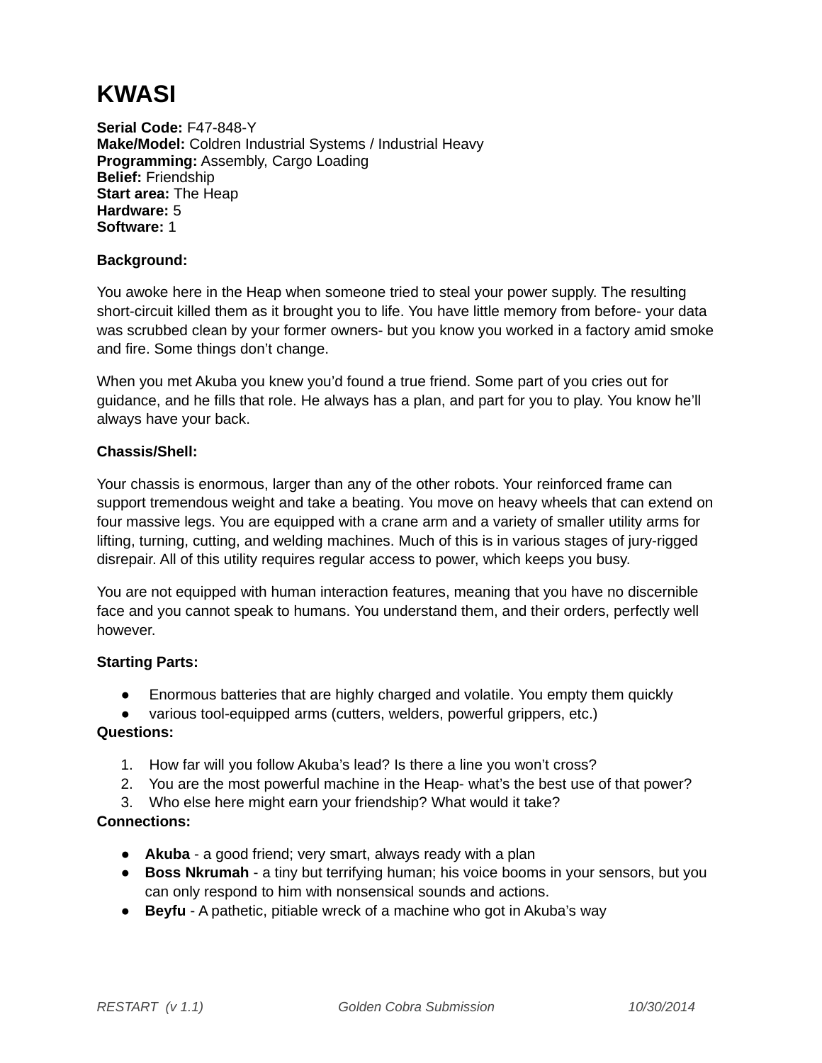# KWASI

**Serial Code:** F47-848-Y
**Make/Model:** Coldren Industrial Systems / Industrial Heavy
**Programming:** Assembly, Cargo Loading
**Belief:** Friendship
**Start area:** The Heap
**Hardware:** 5
**Software:** 1

**Background:**

You awoke here in the Heap when someone tried to steal your power supply. The resulting short-circuit killed them as it brought you to life. You have little memory from before- your data was scrubbed clean by your former owners- but you know you worked in a factory amid smoke and fire. Some things don't change.

When you met Akuba you knew you'd found a true friend. Some part of you cries out for guidance, and he fills that role. He always has a plan, and part for you to play. You know he'll always have your back.

**Chassis/Shell:**

Your chassis is enormous, larger than any of the other robots. Your reinforced frame can support tremendous weight and take a beating. You move on heavy wheels that can extend on four massive legs. You are equipped with a crane arm and a variety of smaller utility arms for lifting, turning, cutting, and welding machines. Much of this is in various stages of jury-rigged disrepair. All of this utility requires regular access to power, which keeps you busy.

You are not equipped with human interaction features, meaning that you have no discernible face and you cannot speak to humans. You understand them, and their orders, perfectly well however.

**Starting Parts:**

- Enormous batteries that are highly charged and volatile. You empty them quickly
- various tool-equipped arms (cutters, welders, powerful grippers, etc.)

**Questions:**

1. How far will you follow Akuba's lead? Is there a line you won't cross?
2. You are the most powerful machine in the Heap- what's the best use of that power?
3. Who else here might earn your friendship? What would it take?

**Connections:**

- **Akuba** - a good friend; very smart, always ready with a plan
- **Boss Nkrumah** - a tiny but terrifying human; his voice booms in your sensors, but you can only respond to him with nonsensical sounds and actions.
- **Beyfu** - A pathetic, pitiable wreck of a machine who got in Akuba's way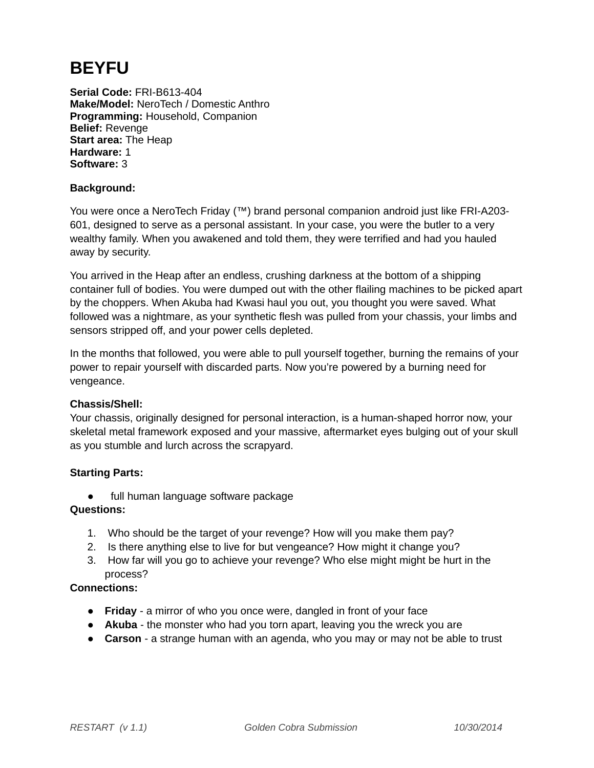# BEYFU

**Serial Code:** FRI-B613-404
**Make/Model:** NeroTech / Domestic Anthro
**Programming:** Household, Companion
**Belief:** Revenge
**Start area:** The Heap
**Hardware:** 1
**Software:** 3

**Background:**

You were once a NeroTech Friday (™) brand personal companion android just like FRI-A203-601, designed to serve as a personal assistant. In your case, you were the butler to a very wealthy family. When you awakened and told them, they were terrified and had you hauled away by security.

You arrived in the Heap after an endless, crushing darkness at the bottom of a shipping container full of bodies. You were dumped out with the other flailing machines to be picked apart by the choppers. When Akuba had Kwasi haul you out, you thought you were saved. What followed was a nightmare, as your synthetic flesh was pulled from your chassis, your limbs and sensors stripped off, and your power cells depleted.

In the months that followed, you were able to pull yourself together, burning the remains of your power to repair yourself with discarded parts. Now you're powered by a burning need for vengeance.

**Chassis/Shell:**
Your chassis, originally designed for personal interaction, is a human-shaped horror now, your skeletal metal framework exposed and your massive, aftermarket eyes bulging out of your skull as you stumble and lurch across the scrapyard.

**Starting Parts:**

- full human language software package

**Questions:**

1. Who should be the target of your revenge? How will you make them pay?
2. Is there anything else to live for but vengeance? How might it change you?
3. How far will you go to achieve your revenge? Who else might might be hurt in the process?

**Connections:**

- **Friday** - a mirror of who you once were, dangled in front of your face
- **Akuba** - the monster who had you torn apart, leaving you the wreck you are
- **Carson** - a strange human with an agenda, who you may or may not be able to trust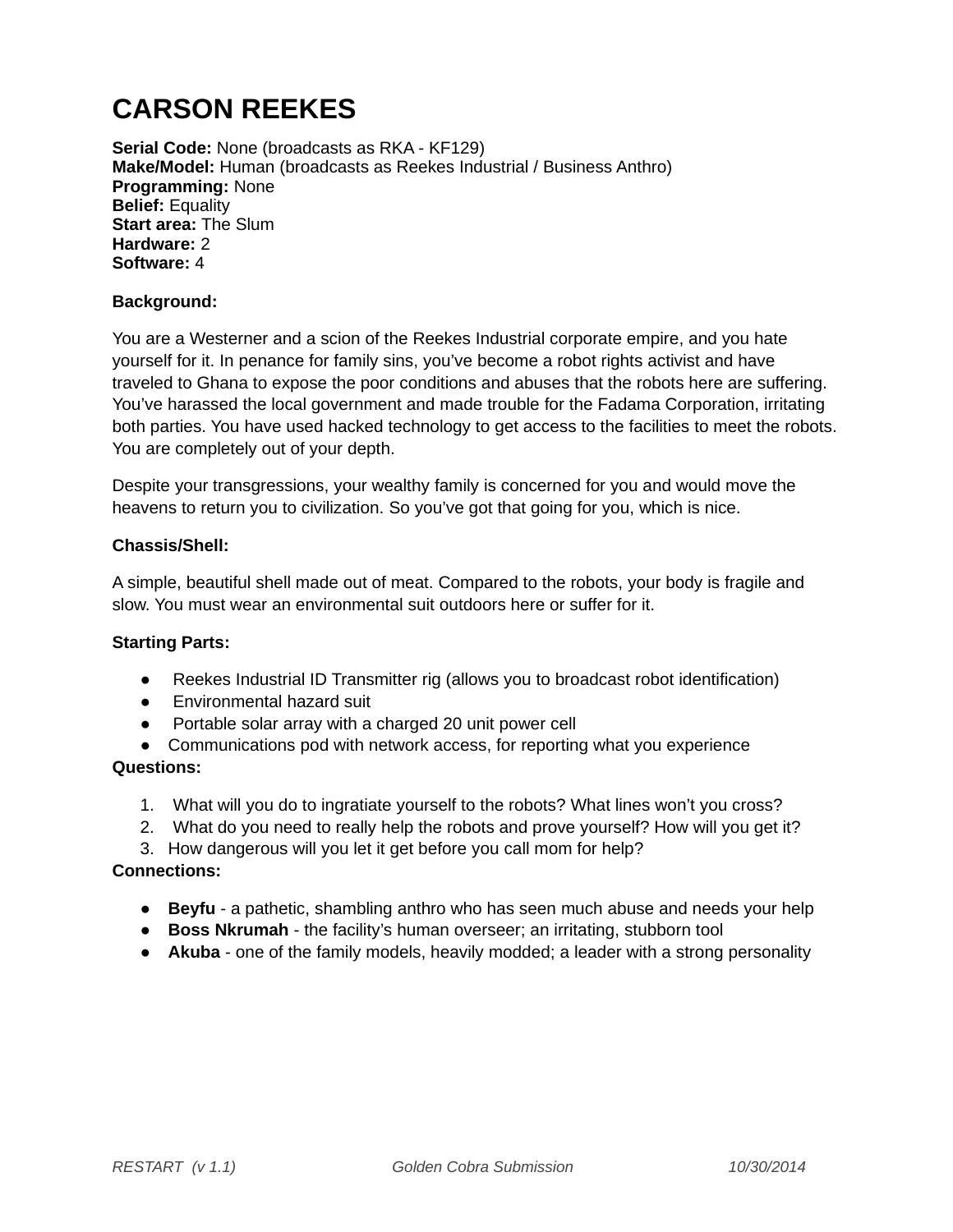# CARSON REEKES

**Serial Code:** None (broadcasts as RKA - KF129)
**Make/Model:** Human (broadcasts as Reekes Industrial / Business Anthro)
**Programming:** None
**Belief:** Equality
**Start area:** The Slum
**Hardware:** 2
**Software:** 4

**Background:**

You are a Westerner and a scion of the Reekes Industrial corporate empire, and you hate yourself for it. In penance for family sins, you've become a robot rights activist and have traveled to Ghana to expose the poor conditions and abuses that the robots here are suffering. You've harassed the local government and made trouble for the Fadama Corporation, irritating both parties. You have used hacked technology to get access to the facilities to meet the robots. You are completely out of your depth.

Despite your transgressions, your wealthy family is concerned for you and would move the heavens to return you to civilization. So you've got that going for you, which is nice.

**Chassis/Shell:**

A simple, beautiful shell made out of meat. Compared to the robots, your body is fragile and slow. You must wear an environmental suit outdoors here or suffer for it.

**Starting Parts:**

- Reekes Industrial ID Transmitter rig (allows you to broadcast robot identification)
- Environmental hazard suit
- Portable solar array with a charged 20 unit power cell
- Communications pod with network access, for reporting what you experience

**Questions:**

1. What will you do to ingratiate yourself to the robots? What lines won't you cross?
2. What do you need to really help the robots and prove yourself? How will you get it?
3. How dangerous will you let it get before you call mom for help?

**Connections:**

- **Beyfu** - a pathetic, shambling anthro who has seen much abuse and needs your help
- **Boss Nkrumah** - the facility's human overseer; an irritating, stubborn tool
- **Akuba** - one of the family models, heavily modded; a leader with a strong personality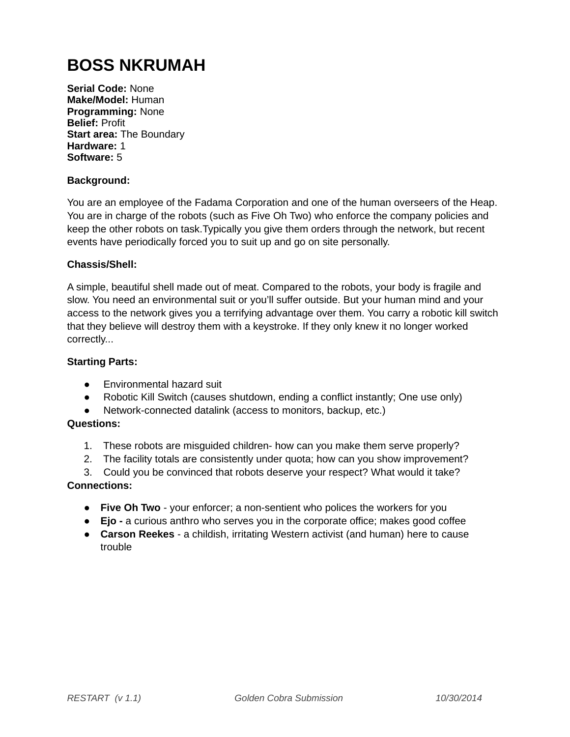# BOSS NKRUMAH

**Serial Code:** None
**Make/Model:** Human
**Programming:** None
**Belief:** Profit
**Start area:** The Boundary
**Hardware:** 1
**Software:** 5

**Background:**

You are an employee of the Fadama Corporation and one of the human overseers of the Heap. You are in charge of the robots (such as Five Oh Two) who enforce the company policies and keep the other robots on task.Typically you give them orders through the network, but recent events have periodically forced you to suit up and go on site personally.

**Chassis/Shell:**

A simple, beautiful shell made out of meat. Compared to the robots, your body is fragile and slow. You need an environmental suit or you'll suffer outside. But your human mind and your access to the network gives you a terrifying advantage over them. You carry a robotic kill switch that they believe will destroy them with a keystroke. If they only knew it no longer worked correctly...

**Starting Parts:**

- Environmental hazard suit
- Robotic Kill Switch (causes shutdown, ending a conflict instantly; One use only)
- Network-connected datalink (access to monitors, backup, etc.)

**Questions:**

1. These robots are misguided children- how can you make them serve properly?
2. The facility totals are consistently under quota; how can you show improvement?
3. Could you be convinced that robots deserve your respect? What would it take?

**Connections:**

- **Five Oh Two** - your enforcer; a non-sentient who polices the workers for you
- **Ejo -** a curious anthro who serves you in the corporate office; makes good coffee
- **Carson Reekes** - a childish, irritating Western activist (and human) here to cause trouble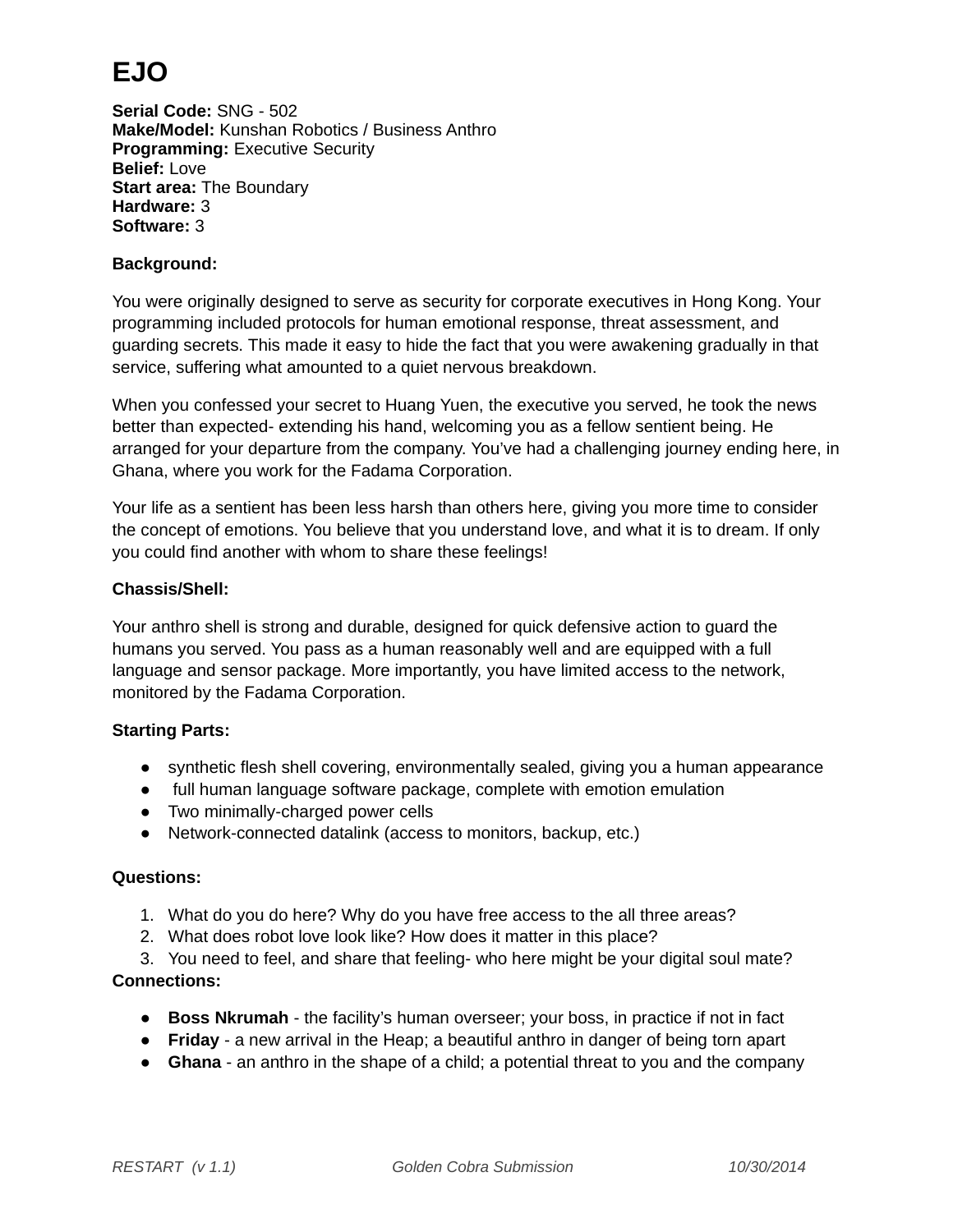# EJO

**Serial Code:** SNG - 502
**Make/Model:** Kunshan Robotics / Business Anthro
**Programming:** Executive Security
**Belief:** Love
**Start area:** The Boundary
**Hardware:** 3
**Software:** 3

**Background:**

You were originally designed to serve as security for corporate executives in Hong Kong. Your programming included protocols for human emotional response, threat assessment, and guarding secrets. This made it easy to hide the fact that you were awakening gradually in that service, suffering what amounted to a quiet nervous breakdown.

When you confessed your secret to Huang Yuen, the executive you served, he took the news better than expected- extending his hand, welcoming you as a fellow sentient being. He arranged for your departure from the company. You've had a challenging journey ending here, in Ghana, where you work for the Fadama Corporation.

Your life as a sentient has been less harsh than others here, giving you more time to consider the concept of emotions. You believe that you understand love, and what it is to dream. If only you could find another with whom to share these feelings!

**Chassis/Shell:**

Your anthro shell is strong and durable, designed for quick defensive action to guard the humans you served. You pass as a human reasonably well and are equipped with a full language and sensor package. More importantly, you have limited access to the network, monitored by the Fadama Corporation.

**Starting Parts:**

- synthetic flesh shell covering, environmentally sealed, giving you a human appearance
- full human language software package, complete with emotion emulation
- Two minimally-charged power cells
- Network-connected datalink (access to monitors, backup, etc.)

**Questions:**

1. What do you do here? Why do you have free access to the all three areas?
2. What does robot love look like? How does it matter in this place?
3. You need to feel, and share that feeling- who here might be your digital soul mate?

**Connections:**

- **Boss Nkrumah** - the facility's human overseer; your boss, in practice if not in fact
- **Friday** - a new arrival in the Heap; a beautiful anthro in danger of being torn apart
- **Ghana** - an anthro in the shape of a child; a potential threat to you and the company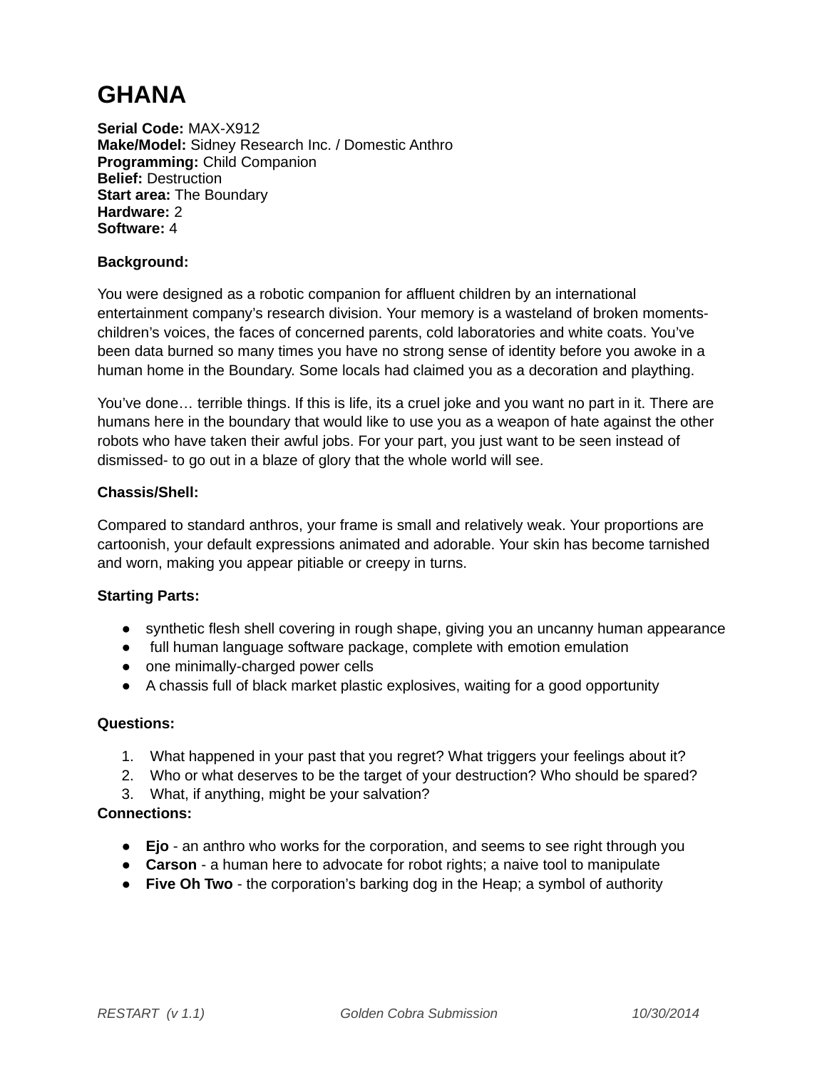# GHANA

**Serial Code:** MAX-X912
**Make/Model:** Sidney Research Inc. / Domestic Anthro
**Programming:** Child Companion
**Belief:** Destruction
**Start area:** The Boundary
**Hardware:** 2
**Software:** 4

**Background:**

You were designed as a robotic companion for affluent children by an international entertainment company's research division. Your memory is a wasteland of broken moments- children's voices, the faces of concerned parents, cold laboratories and white coats. You've been data burned so many times you have no strong sense of identity before you awoke in a human home in the Boundary. Some locals had claimed you as a decoration and plaything.

You've done… terrible things. If this is life, its a cruel joke and you want no part in it. There are humans here in the boundary that would like to use you as a weapon of hate against the other robots who have taken their awful jobs. For your part, you just want to be seen instead of dismissed- to go out in a blaze of glory that the whole world will see.

**Chassis/Shell:**

Compared to standard anthros, your frame is small and relatively weak. Your proportions are cartoonish, your default expressions animated and adorable. Your skin has become tarnished and worn, making you appear pitiable or creepy in turns.

**Starting Parts:**

- synthetic flesh shell covering in rough shape, giving you an uncanny human appearance
- full human language software package, complete with emotion emulation
- one minimally-charged power cells
- A chassis full of black market plastic explosives, waiting for a good opportunity

**Questions:**

1. What happened in your past that you regret? What triggers your feelings about it?
2. Who or what deserves to be the target of your destruction? Who should be spared?
3. What, if anything, might be your salvation?

**Connections:**

- **Ejo** - an anthro who works for the corporation, and seems to see right through you
- **Carson** - a human here to advocate for robot rights; a naive tool to manipulate
- **Five Oh Two** - the corporation's barking dog in the Heap; a symbol of authority